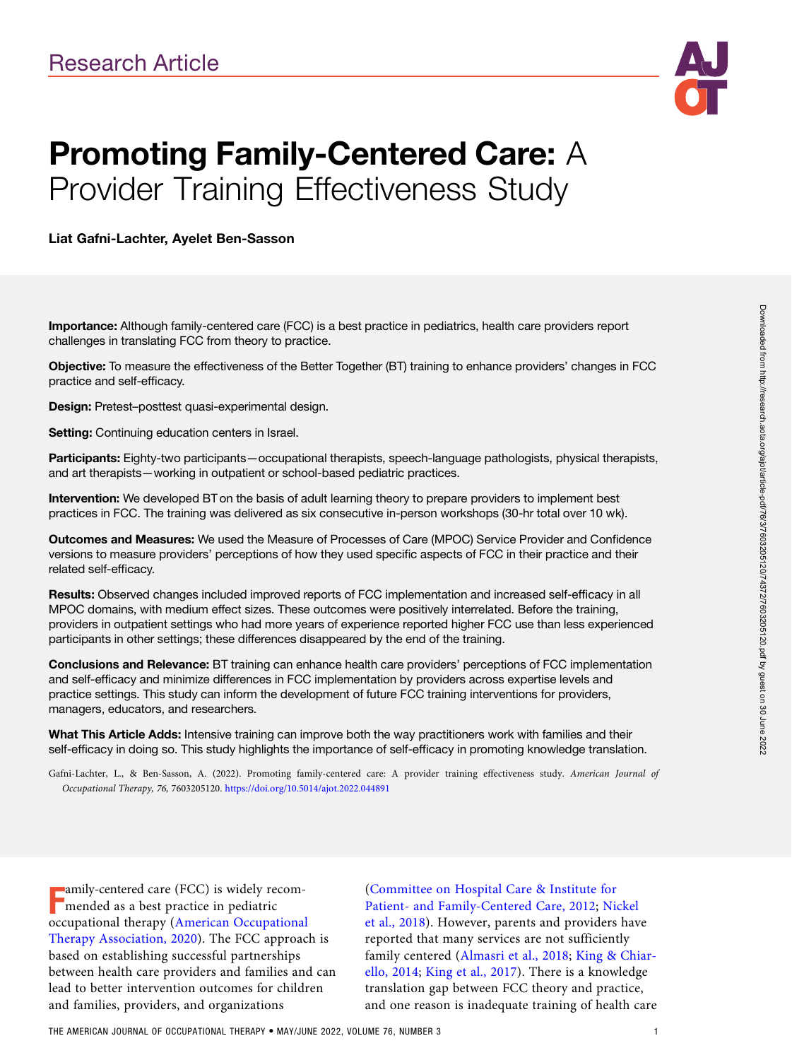Research Article

# Promoting Family-Centered Care: A Provider Training Effectiveness Study

**Liat Gafni-Lachter, Ayelet Ben-Sasson**

**Importance:** Although family-centered care (FCC) is a best practice in pediatrics, health care providers report challenges in translating FCC from theory to practice.

**Objective:** To measure the effectiveness of the Better Together (BT) training to enhance providers' changes in FCC practice and self-efficacy.

**Design:** Pretest–posttest quasi-experimental design.

**Setting:** Continuing education centers in Israel.

**Participants:** Eighty-two participants—occupational therapists, speech-language pathologists, physical therapists, and art therapists—working in outpatient or school-based pediatric practices.

**Intervention:** We developed BT on the basis of adult learning theory to prepare providers to implement best practices in FCC. The training was delivered as six consecutive in-person workshops (30-hr total over 10 wk).

**Outcomes and Measures:** We used the Measure of Processes of Care (MPOC) Service Provider and Confidence versions to measure providers' perceptions of how they used specific aspects of FCC in their practice and their related self-efficacy.

**Results:** Observed changes included improved reports of FCC implementation and increased self-efficacy in all MPOC domains, with medium effect sizes. These outcomes were positively interrelated. Before the training, providers in outpatient settings who had more years of experience reported higher FCC use than less experienced participants in other settings; these differences disappeared by the end of the training.

**Conclusions and Relevance:** BT training can enhance health care providers' perceptions of FCC implementation and self-efficacy and minimize differences in FCC implementation by providers across expertise levels and practice settings. This study can inform the development of future FCC training interventions for providers, managers, educators, and researchers.

**What This Article Adds:** Intensive training can improve both the way practitioners work with families and their self-efficacy in doing so. This study highlights the importance of self-efficacy in promoting knowledge translation.

Gafni-Lachter, L., & Ben-Sasson, A. (2022). Promoting family-centered care: A provider training effectiveness study. *American Journal of Occupational Therapy, 76*, 7603205120. https://doi.org/10.5014/ajot.2022.044891

Family-centered care (FCC) is widely recommended as a best practice in pediatric occupational therapy (American Occupational Therapy Association, 2020). The FCC approach is based on establishing successful partnerships between health care providers and families and can lead to better intervention outcomes for children and families, providers, and organizations (Committee on Hospital Care & Institute for Patient- and Family-Centered Care, 2012; Nickel et al., 2018). However, parents and providers have reported that many services are not sufficiently family centered (Almasri et al., 2018; King & Chiarello, 2014; King et al., 2017). There is a knowledge translation gap between FCC theory and practice, and one reason is inadequate training of health care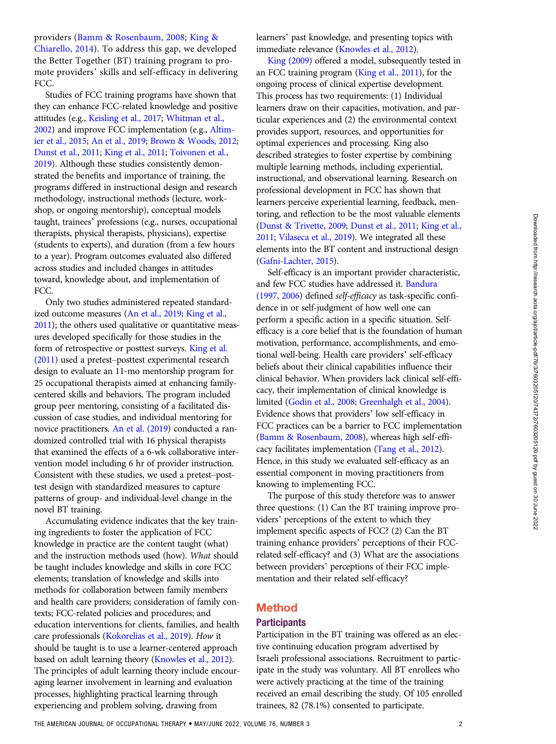providers (Bamm & Rosenbaum, 2008; King & Chiarello, 2014). To address this gap, we developed the Better Together (BT) training program to promote providers' skills and self-efficacy in delivering FCC.

Studies of FCC training programs have shown that they can enhance FCC-related knowledge and positive attitudes (e.g., Keisling et al., 2017; Whitman et al., 2002) and improve FCC implementation (e.g., Altimier et al., 2015; An et al., 2019; Brown & Woods, 2012; Dunst et al., 2011; King et al., 2011; Toivonen et al., 2019). Although these studies consistently demonstrated the benefits and importance of training, the programs differed in instructional design and research methodology, instructional methods (lecture, workshop, or ongoing mentorship), conceptual models taught, trainees' professions (e.g., nurses, occupational therapists, physical therapists, physicians), expertise (students to experts), and duration (from a few hours to a year). Program outcomes evaluated also differed across studies and included changes in attitudes toward, knowledge about, and implementation of FCC.

Only two studies administered repeated standardized outcome measures (An et al., 2019; King et al., 2011); the others used qualitative or quantitative measures developed specifically for those studies in the form of retrospective or posttest surveys. King et al. (2011) used a pretest–posttest experimental research design to evaluate an 11-mo mentorship program for 25 occupational therapists aimed at enhancing family-centered skills and behaviors. The program included group peer mentoring, consisting of a facilitated discussion of case studies, and individual mentoring for novice practitioners. An et al. (2019) conducted a randomized controlled trial with 16 physical therapists that examined the effects of a 6-wk collaborative intervention model including 6 hr of provider instruction. Consistent with these studies, we used a pretest–posttest design with standardized measures to capture patterns of group- and individual-level change in the novel BT training.

Accumulating evidence indicates that the key training ingredients to foster the application of FCC knowledge in practice are the content taught (what) and the instruction methods used (how). *What* should be taught includes knowledge and skills in core FCC elements; translation of knowledge and skills into methods for collaboration between family members and health care providers; consideration of family contexts; FCC-related policies and procedures; and education interventions for clients, families, and health care professionals (Kokorelias et al., 2019). *How* it should be taught is to use a learner-centered approach based on adult learning theory (Knowles et al., 2012). The principles of adult learning theory include encouraging learner involvement in learning and evaluation processes, highlighting practical learning through experiencing and problem solving, drawing from learners' past knowledge, and presenting topics with immediate relevance (Knowles et al., 2012).

King (2009) offered a model, subsequently tested in an FCC training program (King et al., 2011), for the ongoing process of clinical expertise development. This process has two requirements: (1) Individual learners draw on their capacities, motivation, and particular experiences and (2) the environmental context provides support, resources, and opportunities for optimal experiences and processing. King also described strategies to foster expertise by combining multiple learning methods, including experiential, instructional, and observational learning. Research on professional development in FCC has shown that learners perceive experiential learning, feedback, mentoring, and reflection to be the most valuable elements (Dunst & Trivette, 2009; Dunst et al., 2011; King et al., 2011; Vilaseca et al., 2019). We integrated all these elements into the BT content and instructional design (Gafni-Lachter, 2015).

Self-efficacy is an important provider characteristic, and few FCC studies have addressed it. Bandura (1997, 2006) defined *self-efficacy* as task-specific confidence in or self-judgment of how well one can perform a specific action in a specific situation. Self-efficacy is a core belief that is the foundation of human motivation, performance, accomplishments, and emotional well-being. Health care providers' self-efficacy beliefs about their clinical capabilities influence their clinical behavior. When providers lack clinical self-efficacy, their implementation of clinical knowledge is limited (Godin et al., 2008; Greenhalgh et al., 2004). Evidence shows that providers' low self-efficacy in FCC practices can be a barrier to FCC implementation (Bamm & Rosenbaum, 2008), whereas high self-efficacy facilitates implementation (Tang et al., 2012). Hence, in this study we evaluated self-efficacy as an essential component in moving practitioners from knowing to implementing FCC.

The purpose of this study therefore was to answer three questions: (1) Can the BT training improve providers' perceptions of the extent to which they implement specific aspects of FCC? (2) Can the BT training enhance providers' perceptions of their FCC-related self-efficacy? and (3) What are the associations between providers' perceptions of their FCC implementation and their related self-efficacy?

# Method

## Participants

Participation in the BT training was offered as an elective continuing education program advertised by Israeli professional associations. Recruitment to participate in the study was voluntary. All BT enrollees who were actively practicing at the time of the training received an email describing the study. Of 105 enrolled trainees, 82 (78.1%) consented to participate.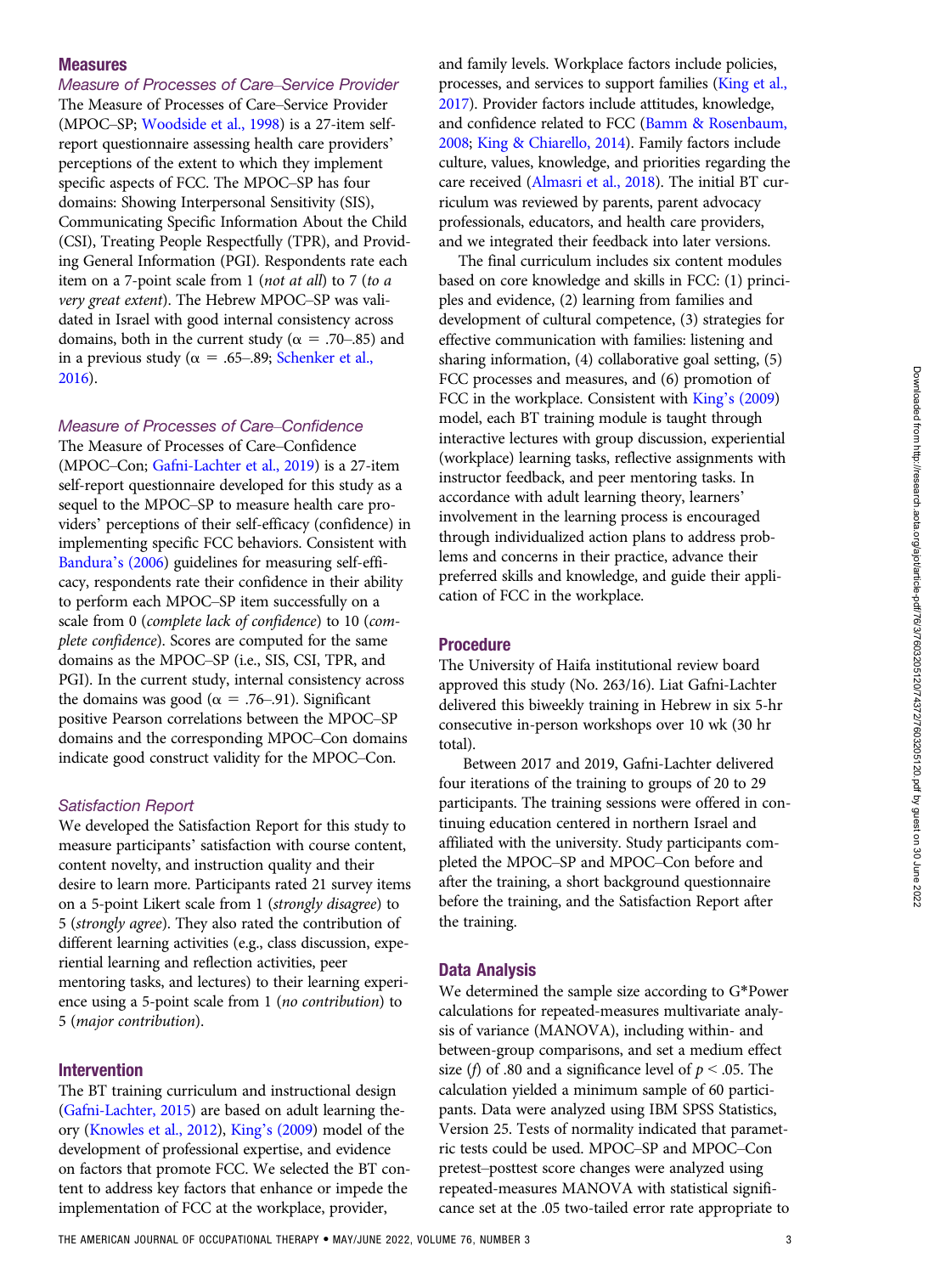## Measures

### Measure of Processes of Care–Service Provider

The Measure of Processes of Care–Service Provider (MPOC–SP; Woodside et al., 1998) is a 27-item self-report questionnaire assessing health care providers' perceptions of the extent to which they implement specific aspects of FCC. The MPOC–SP has four domains: Showing Interpersonal Sensitivity (SIS), Communicating Specific Information About the Child (CSI), Treating People Respectfully (TPR), and Providing General Information (PGI). Respondents rate each item on a 7-point scale from 1 (*not at all*) to 7 (*to a very great extent*). The Hebrew MPOC–SP was validated in Israel with good internal consistency across domains, both in the current study ($\alpha$ = .70–.85) and in a previous study ($\alpha$ = .65–.89; Schenker et al., 2016).

### Measure of Processes of Care–Confidence

The Measure of Processes of Care–Confidence (MPOC–Con; Gafni-Lachter et al., 2019) is a 27-item self-report questionnaire developed for this study as a sequel to the MPOC–SP to measure health care providers' perceptions of their self-efficacy (confidence) in implementing specific FCC behaviors. Consistent with Bandura's (2006) guidelines for measuring self-efficacy, respondents rate their confidence in their ability to perform each MPOC–SP item successfully on a scale from 0 (*complete lack of confidence*) to 10 (*complete confidence*). Scores are computed for the same domains as the MPOC–SP (i.e., SIS, CSI, TPR, and PGI). In the current study, internal consistency across the domains was good ($\alpha$ = .76–.91). Significant positive Pearson correlations between the MPOC–SP domains and the corresponding MPOC–Con domains indicate good construct validity for the MPOC–Con.

### Satisfaction Report

We developed the Satisfaction Report for this study to measure participants' satisfaction with course content, content novelty, and instruction quality and their desire to learn more. Participants rated 21 survey items on a 5-point Likert scale from 1 (*strongly disagree*) to 5 (*strongly agree*). They also rated the contribution of different learning activities (e.g., class discussion, experiential learning and reflection activities, peer mentoring tasks, and lectures) to their learning experience using a 5-point scale from 1 (*no contribution*) to 5 (*major contribution*).

## Intervention

The BT training curriculum and instructional design (Gafni-Lachter, 2015) are based on adult learning theory (Knowles et al., 2012), King's (2009) model of the development of professional expertise, and evidence on factors that promote FCC. We selected the BT content to address key factors that enhance or impede the implementation of FCC at the workplace, provider, and family levels. Workplace factors include policies, processes, and services to support families (King et al., 2017). Provider factors include attitudes, knowledge, and confidence related to FCC (Bamm & Rosenbaum, 2008; King & Chiarello, 2014). Family factors include culture, values, knowledge, and priorities regarding the care received (Almasri et al., 2018). The initial BT curriculum was reviewed by parents, parent advocacy professionals, educators, and health care providers, and we integrated their feedback into later versions.

The final curriculum includes six content modules based on core knowledge and skills in FCC: (1) principles and evidence, (2) learning from families and development of cultural competence, (3) strategies for effective communication with families: listening and sharing information, (4) collaborative goal setting, (5) FCC processes and measures, and (6) promotion of FCC in the workplace. Consistent with King's (2009) model, each BT training module is taught through interactive lectures with group discussion, experiential (workplace) learning tasks, reflective assignments with instructor feedback, and peer mentoring tasks. In accordance with adult learning theory, learners' involvement in the learning process is encouraged through individualized action plans to address problems and concerns in their practice, advance their preferred skills and knowledge, and guide their application of FCC in the workplace.

## Procedure

The University of Haifa institutional review board approved this study (No. 263/16). Liat Gafni-Lachter delivered this biweekly training in Hebrew in six 5-hr consecutive in-person workshops over 10 wk (30 hr total).

Between 2017 and 2019, Gafni-Lachter delivered four iterations of the training to groups of 20 to 29 participants. The training sessions were offered in continuing education centered in northern Israel and affiliated with the university. Study participants completed the MPOC–SP and MPOC–Con before and after the training, a short background questionnaire before the training, and the Satisfaction Report after the training.

## Data Analysis

We determined the sample size according to G*Power calculations for repeated-measures multivariate analysis of variance (MANOVA), including within- and between-group comparisons, and set a medium effect size ($f$) of .80 and a significance level of $p < .05$. The calculation yielded a minimum sample of 60 participants. Data were analyzed using IBM SPSS Statistics, Version 25. Tests of normality indicated that parametric tests could be used. MPOC–SP and MPOC–Con pretest–posttest score changes were analyzed using repeated-measures MANOVA with statistical significance set at the .05 two-tailed error rate appropriate to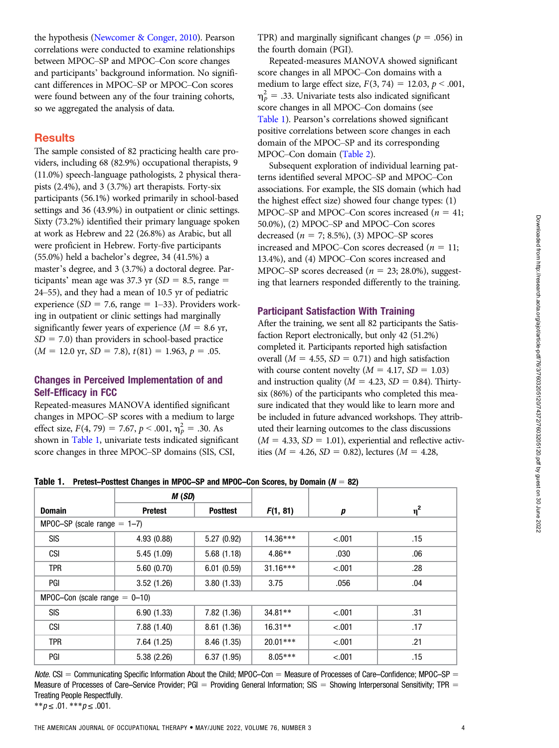the hypothesis (Newcomer & Conger, 2010). Pearson correlations were conducted to examine relationships between MPOC–SP and MPOC–Con score changes and participants' background information. No significant differences in MPOC–SP or MPOC–Con scores were found between any of the four training cohorts, so we aggregated the analysis of data.

## Results

The sample consisted of 82 practicing health care providers, including 68 (82.9%) occupational therapists, 9 (11.0%) speech-language pathologists, 2 physical therapists (2.4%), and 3 (3.7%) art therapists. Forty-six participants (56.1%) worked primarily in school-based settings and 36 (43.9%) in outpatient or clinic settings. Sixty (73.2%) identified their primary language spoken at work as Hebrew and 22 (26.8%) as Arabic, but all were proficient in Hebrew. Forty-five participants (55.0%) held a bachelor's degree, 34 (41.5%) a master's degree, and 3 (3.7%) a doctoral degree. Participants' mean age was 37.3 yr ($SD$ = 8.5, range = 24–55), and they had a mean of 10.5 yr of pediatric experience ($SD$ = 7.6, range = 1–33). Providers working in outpatient or clinic settings had marginally significantly fewer years of experience ($M$ = 8.6 yr, $SD$ = 7.0) than providers in school-based practice ($M$ = 12.0 yr, $SD$ = 7.8), $t(81) = 1.963$, $p = .05$.

### Changes in Perceived Implementation of and Self-Efficacy in FCC

Repeated-measures MANOVA identified significant changes in MPOC–SP scores with a medium to large effect size, $F(4, 79) = 7.67$, $p < .001$, $\eta_p^2 = .30$. As shown in Table 1, univariate tests indicated significant score changes in three MPOC–SP domains (SIS, CSI, TPR) and marginally significant changes ($p$ = .056) in the fourth domain (PGI).

Repeated-measures MANOVA showed significant score changes in all MPOC–Con domains with a medium to large effect size, $F(3, 74) = 12.03$, $p < .001$, $\eta_p^2 = .33$. Univariate tests also indicated significant score changes in all MPOC–Con domains (see Table 1). Pearson's correlations showed significant positive correlations between score changes in each domain of the MPOC–SP and its corresponding MPOC–Con domain (Table 2).

Subsequent exploration of individual learning patterns identified several MPOC–SP and MPOC–Con associations. For example, the SIS domain (which had the highest effect size) showed four change types: (1) MPOC–SP and MPOC–Con scores increased ($n$ = 41; 50.0%), (2) MPOC–SP and MPOC–Con scores decreased ($n$ = 7; 8.5%), (3) MPOC–SP scores increased and MPOC–Con scores decreased ($n$ = 11; 13.4%), and (4) MPOC–Con scores increased and MPOC–SP scores decreased ($n$ = 23; 28.0%), suggesting that learners responded differently to the training.

### Participant Satisfaction With Training

After the training, we sent all 82 participants the Satisfaction Report electronically, but only 42 (51.2%) completed it. Participants reported high satisfaction overall ($M$ = 4.55, $SD$ = 0.71) and high satisfaction with course content novelty ($M$ = 4.17, $SD$ = 1.03) and instruction quality ($M$ = 4.23, $SD$ = 0.84). Thirty-six (86%) of the participants who completed this measure indicated that they would like to learn more and be included in future advanced workshops. They attributed their learning outcomes to the class discussions ($M$ = 4.33, $SD$ = 1.01), experiential and reflective activities ($M$ = 4.26, $SD$ = 0.82), lectures ($M$ = 4.28,

**Table 1. Pretest–Posttest Changes in MPOC–SP and MPOC–Con Scores, by Domain ($N$ = 82)**

| Domain | $M$ ($SD$) | | $F(1, 81)$ | $p$ | $\eta^2$ |
|---|---|---|---|---|---|
| | Pretest | Posttest | | | |
| MPOC–SP (scale range = 1–7) | | | | | |
| SIS | 4.93 (0.88) | 5.27 (0.92) | 14.36*** | <.001 | .15 |
| CSI | 5.45 (1.09) | 5.68 (1.18) | 4.86** | .030 | .06 |
| TPR | 5.60 (0.70) | 6.01 (0.59) | 31.16*** | <.001 | .28 |
| PGI | 3.52 (1.26) | 3.80 (1.33) | 3.75 | .056 | .04 |
| MPOC–Con (scale range = 0–10) | | | | | |
| SIS | 6.90 (1.33) | 7.82 (1.36) | 34.81** | <.001 | .31 |
| CSI | 7.88 (1.40) | 8.61 (1.36) | 16.31** | <.001 | .17 |
| TPR | 7.64 (1.25) | 8.46 (1.35) | 20.01*** | <.001 | .21 |
| PGI | 5.38 (2.26) | 6.37 (1.95) | 8.05*** | <.001 | .15 |

*Note.* CSI = Communicating Specific Information About the Child; MPOC–Con = Measure of Processes of Care–Confidence; MPOC–SP = Measure of Processes of Care–Service Provider; PGI = Providing General Information; SIS = Showing Interpersonal Sensitivity; TPR = Treating People Respectfully.
$^{**}p \leq .01$. $^{***}p \leq .001$.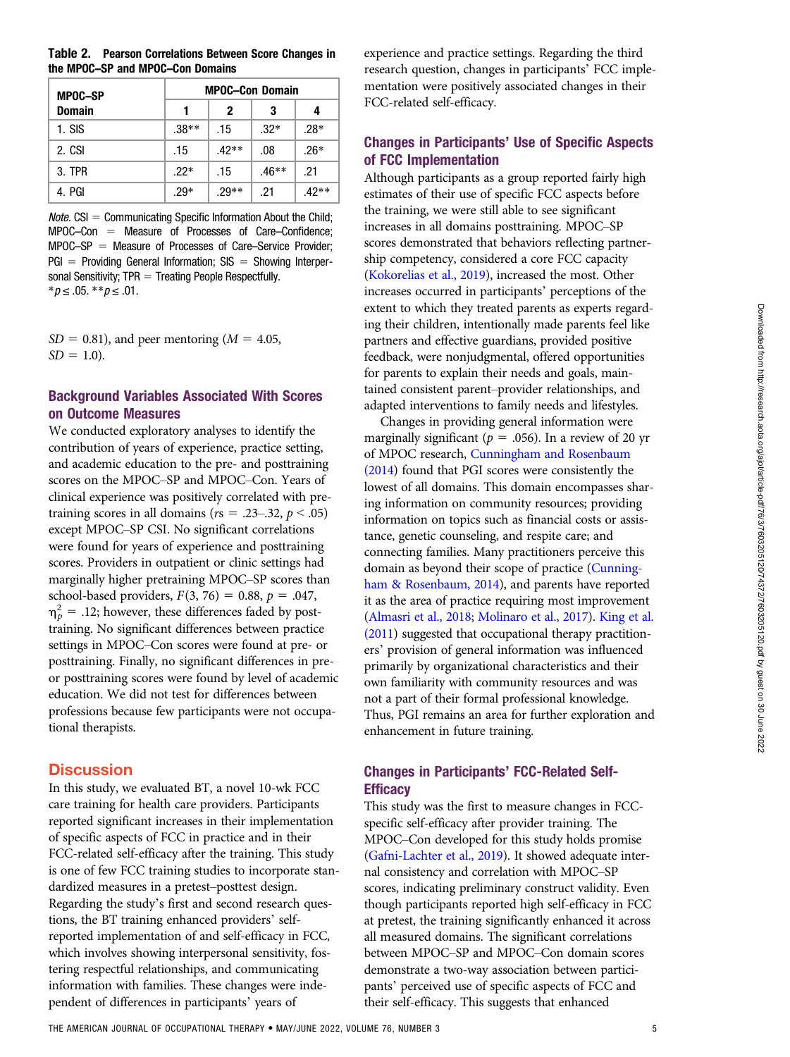**Table 2. Pearson Correlations Between Score Changes in the MPOC–SP and MPOC–Con Domains**

| MPOC–SP Domain | MPOC–Con Domain | | | |
|---|---|---|---|---|
| | 1 | 2 | 3 | 4 |
| 1. SIS | .38** | .15 | .32* | .28* |
| 2. CSI | .15 | .42** | .08 | .26* |
| 3. TPR | .22* | .15 | .46** | .21 |
| 4. PGI | .29* | .29** | .21 | .42** |

*Note.* CSI = Communicating Specific Information About the Child; MPOC–Con = Measure of Processes of Care–Confidence; MPOC–SP = Measure of Processes of Care–Service Provider; PGI = Providing General Information; SIS = Showing Interpersonal Sensitivity; TPR = Treating People Respectfully.
*$p \leq .05$. **$p \leq .01$.

$SD = 0.81$), and peer mentoring ($M = 4.05$, $SD = 1.0$).

### Background Variables Associated With Scores on Outcome Measures

We conducted exploratory analyses to identify the contribution of years of experience, practice setting, and academic education to the pre- and posttraining scores on the MPOC–SP and MPOC–Con. Years of clinical experience was positively correlated with pretraining scores in all domains ($rs = .23–.32$, $p < .05$) except MPOC–SP CSI. No significant correlations were found for years of experience and posttraining scores. Providers in outpatient or clinic settings had marginally higher pretraining MPOC–SP scores than school-based providers, $F(3, 76) = 0.88$, $p = .047$, $\eta_p^2 = .12$; however, these differences faded by posttraining. No significant differences between practice settings in MPOC–Con scores were found at pre- or posttraining. Finally, no significant differences in pre- or posttraining scores were found by level of academic education. We did not test for differences between professions because few participants were not occupational therapists.

## Discussion

In this study, we evaluated BT, a novel 10-wk FCC care training for health care providers. Participants reported significant increases in their implementation of specific aspects of FCC in practice and in their FCC-related self-efficacy after the training. This study is one of few FCC training studies to incorporate standardized measures in a pretest–posttest design. Regarding the study's first and second research questions, the BT training enhanced providers' self-reported implementation of and self-efficacy in FCC, which involves showing interpersonal sensitivity, fostering respectful relationships, and communicating information with families. These changes were independent of differences in participants' years of experience and practice settings. Regarding the third research question, changes in participants' FCC implementation were positively associated changes in their FCC-related self-efficacy.

### Changes in Participants' Use of Specific Aspects of FCC Implementation

Although participants as a group reported fairly high estimates of their use of specific FCC aspects before the training, we were still able to see significant increases in all domains posttraining. MPOC–SP scores demonstrated that behaviors reflecting partnership competency, considered a core FCC capacity (Kokorelias et al., 2019), increased the most. Other increases occurred in participants' perceptions of the extent to which they treated parents as experts regarding their children, intentionally made parents feel like partners and effective guardians, provided positive feedback, were nonjudgmental, offered opportunities for parents to explain their needs and goals, maintained consistent parent–provider relationships, and adapted interventions to family needs and lifestyles.

Changes in providing general information were marginally significant ($p = .056$). In a review of 20 yr of MPOC research, Cunningham and Rosenbaum (2014) found that PGI scores were consistently the lowest of all domains. This domain encompasses sharing information on community resources; providing information on topics such as financial costs or assistance, genetic counseling, and respite care; and connecting families. Many practitioners perceive this domain as beyond their scope of practice (Cunningham & Rosenbaum, 2014), and parents have reported it as the area of practice requiring most improvement (Almasri et al., 2018; Molinaro et al., 2017). King et al. (2011) suggested that occupational therapy practitioners' provision of general information was influenced primarily by organizational characteristics and their own familiarity with community resources and was not a part of their formal professional knowledge. Thus, PGI remains an area for further exploration and enhancement in future training.

### Changes in Participants' FCC-Related Self-Efficacy

This study was the first to measure changes in FCC-specific self-efficacy after provider training. The MPOC–Con developed for this study holds promise (Gafni-Lachter et al., 2019). It showed adequate internal consistency and correlation with MPOC–SP scores, indicating preliminary construct validity. Even though participants reported high self-efficacy in FCC at pretest, the training significantly enhanced it across all measured domains. The significant correlations between MPOC–SP and MPOC–Con domain scores demonstrate a two-way association between participants' perceived use of specific aspects of FCC and their self-efficacy. This suggests that enhanced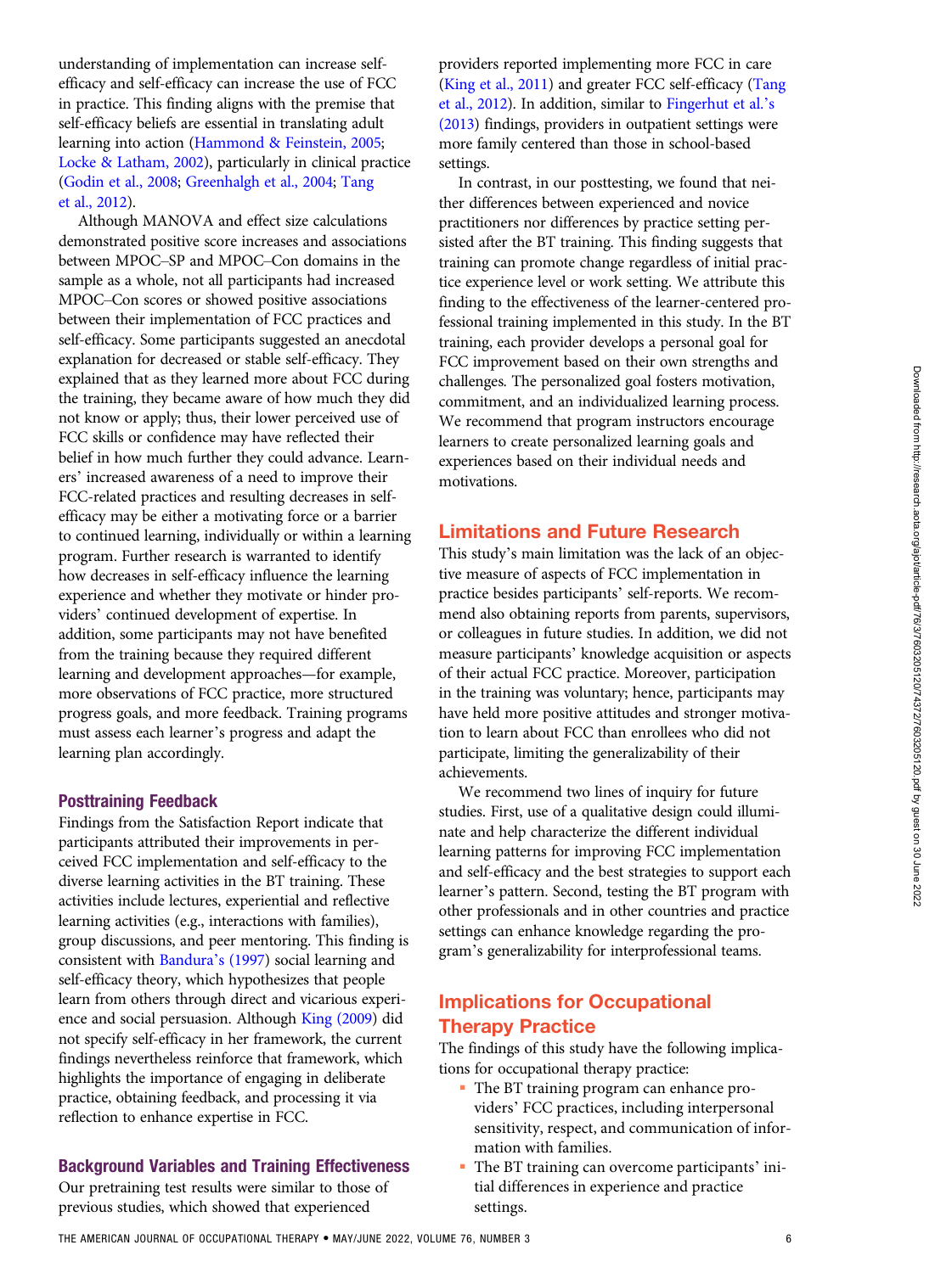understanding of implementation can increase self-efficacy and self-efficacy can increase the use of FCC in practice. This finding aligns with the premise that self-efficacy beliefs are essential in translating adult learning into action (Hammond & Feinstein, 2005; Locke & Latham, 2002), particularly in clinical practice (Godin et al., 2008; Greenhalgh et al., 2004; Tang et al., 2012).

Although MANOVA and effect size calculations demonstrated positive score increases and associations between MPOC–SP and MPOC–Con domains in the sample as a whole, not all participants had increased MPOC–Con scores or showed positive associations between their implementation of FCC practices and self-efficacy. Some participants suggested an anecdotal explanation for decreased or stable self-efficacy. They explained that as they learned more about FCC during the training, they became aware of how much they did not know or apply; thus, their lower perceived use of FCC skills or confidence may have reflected their belief in how much further they could advance. Learners' increased awareness of a need to improve their FCC-related practices and resulting decreases in self-efficacy may be either a motivating force or a barrier to continued learning, individually or within a learning program. Further research is warranted to identify how decreases in self-efficacy influence the learning experience and whether they motivate or hinder providers' continued development of expertise. In addition, some participants may not have benefited from the training because they required different learning and development approaches—for example, more observations of FCC practice, more structured progress goals, and more feedback. Training programs must assess each learner's progress and adapt the learning plan accordingly.

### Posttraining Feedback

Findings from the Satisfaction Report indicate that participants attributed their improvements in perceived FCC implementation and self-efficacy to the diverse learning activities in the BT training. These activities include lectures, experiential and reflective learning activities (e.g., interactions with families), group discussions, and peer mentoring. This finding is consistent with Bandura's (1997) social learning and self-efficacy theory, which hypothesizes that people learn from others through direct and vicarious experience and social persuasion. Although King (2009) did not specify self-efficacy in her framework, the current findings nevertheless reinforce that framework, which highlights the importance of engaging in deliberate practice, obtaining feedback, and processing it via reflection to enhance expertise in FCC.

### Background Variables and Training Effectiveness

Our pretraining test results were similar to those of previous studies, which showed that experienced providers reported implementing more FCC in care (King et al., 2011) and greater FCC self-efficacy (Tang et al., 2012). In addition, similar to Fingerhut et al.'s (2013) findings, providers in outpatient settings were more family centered than those in school-based settings.

In contrast, in our posttesting, we found that neither differences between experienced and novice practitioners nor differences by practice setting persisted after the BT training. This finding suggests that training can promote change regardless of initial practice experience level or work setting. We attribute this finding to the effectiveness of the learner-centered professional training implemented in this study. In the BT training, each provider develops a personal goal for FCC improvement based on their own strengths and challenges. The personalized goal fosters motivation, commitment, and an individualized learning process. We recommend that program instructors encourage learners to create personalized learning goals and experiences based on their individual needs and motivations.

## Limitations and Future Research

This study's main limitation was the lack of an objective measure of aspects of FCC implementation in practice besides participants' self-reports. We recommend also obtaining reports from parents, supervisors, or colleagues in future studies. In addition, we did not measure participants' knowledge acquisition or aspects of their actual FCC practice. Moreover, participation in the training was voluntary; hence, participants may have held more positive attitudes and stronger motivation to learn about FCC than enrollees who did not participate, limiting the generalizability of their achievements.

We recommend two lines of inquiry for future studies. First, use of a qualitative design could illuminate and help characterize the different individual learning patterns for improving FCC implementation and self-efficacy and the best strategies to support each learner's pattern. Second, testing the BT program with other professionals and in other countries and practice settings can enhance knowledge regarding the program's generalizability for interprofessional teams.

## Implications for Occupational Therapy Practice

The findings of this study have the following implications for occupational therapy practice:

- The BT training program can enhance providers' FCC practices, including interpersonal sensitivity, respect, and communication of information with families.
- The BT training can overcome participants' initial differences in experience and practice settings.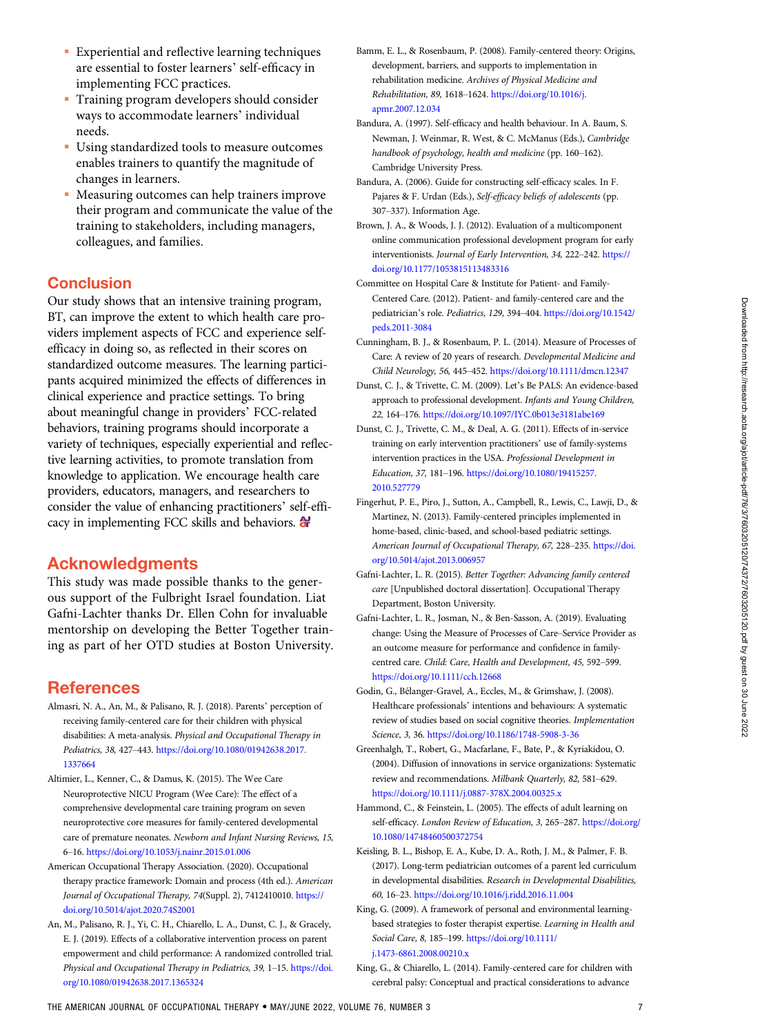- Experiential and reflective learning techniques are essential to foster learners' self-efficacy in implementing FCC practices.
- Training program developers should consider ways to accommodate learners' individual needs.
- Using standardized tools to measure outcomes enables trainers to quantify the magnitude of changes in learners.
- Measuring outcomes can help trainers improve their program and communicate the value of the training to stakeholders, including managers, colleagues, and families.

## Conclusion

Our study shows that an intensive training program, BT, can improve the extent to which health care providers implement aspects of FCC and experience self-efficacy in doing so, as reflected in their scores on standardized outcome measures. The learning participants acquired minimized the effects of differences in clinical experience and practice settings. To bring about meaningful change in providers' FCC-related behaviors, training programs should incorporate a variety of techniques, especially experiential and reflective learning activities, to promote translation from knowledge to application. We encourage health care providers, educators, managers, and researchers to consider the value of enhancing practitioners' self-efficacy in implementing FCC skills and behaviors.

## Acknowledgments

This study was made possible thanks to the generous support of the Fulbright Israel foundation. Liat Gafni-Lachter thanks Dr. Ellen Cohn for invaluable mentorship on developing the Better Together training as part of her OTD studies at Boston University.

## References

Almasri, N. A., An, M., & Palisano, R. J. (2018). Parents' perception of receiving family-centered care for their children with physical disabilities: A meta-analysis. *Physical and Occupational Therapy in Pediatrics, 38,* 427–443. https://doi.org/10.1080/01942638.2017.1337664

Altimier, L., Kenner, C., & Damus, K. (2015). The Wee Care Neuroprotective NICU Program (Wee Care): The effect of a comprehensive developmental care training program on seven neuroprotective core measures for family-centered developmental care of premature neonates. *Newborn and Infant Nursing Reviews, 15,* 6–16. https://doi.org/10.1053/j.nainr.2015.01.006

American Occupational Therapy Association. (2020). Occupational therapy practice framework: Domain and process (4th ed.). *American Journal of Occupational Therapy, 74*(Suppl. 2), 7412410010. https://doi.org/10.5014/ajot.2020.74S2001

An, M., Palisano, R. J., Yi, C. H., Chiarello, L. A., Dunst, C. J., & Gracely, E. J. (2019). Effects of a collaborative intervention process on parent empowerment and child performance: A randomized controlled trial. *Physical and Occupational Therapy in Pediatrics, 39,* 1–15. https://doi.org/10.1080/01942638.2017.1365324

Bamm, E. L., & Rosenbaum, P. (2008). Family-centered theory: Origins, development, barriers, and supports to implementation in rehabilitation medicine. *Archives of Physical Medicine and Rehabilitation, 89,* 1618–1624. https://doi.org/10.1016/j.apmr.2007.12.034

Bandura, A. (1997). Self-efficacy and health behaviour. In A. Baum, S. Newman, J. Weinmar, R. West, & C. McManus (Eds.), *Cambridge handbook of psychology, health and medicine* (pp. 160–162). Cambridge University Press.

Bandura, A. (2006). Guide for constructing self-efficacy scales. In F. Pajares & F. Urdan (Eds.), *Self-efficacy beliefs of adolescents* (pp. 307–337). Information Age.

Brown, J. A., & Woods, J. J. (2012). Evaluation of a multicomponent online communication professional development program for early interventionists. *Journal of Early Intervention, 34,* 222–242. https://doi.org/10.1177/1053815113483316

Committee on Hospital Care & Institute for Patient- and Family-Centered Care. (2012). Patient- and family-centered care and the pediatrician's role. *Pediatrics, 129,* 394–404. https://doi.org/10.1542/peds.2011-3084

Cunningham, B. J., & Rosenbaum, P. L. (2014). Measure of Processes of Care: A review of 20 years of research. *Developmental Medicine and Child Neurology, 56,* 445–452. https://doi.org/10.1111/dmcn.12347

Dunst, C. J., & Trivette, C. M. (2009). Let's Be PALS: An evidence-based approach to professional development. *Infants and Young Children, 22,* 164–176. https://doi.org/10.1097/IYC.0b013e3181abe169

Dunst, C. J., Trivette, C. M., & Deal, A. G. (2011). Effects of in-service training on early intervention practitioners' use of family-systems intervention practices in the USA. *Professional Development in Education, 37,* 181–196. https://doi.org/10.1080/19415257.2010.527779

Fingerhut, P. E., Piro, J., Sutton, A., Campbell, R., Lewis, C., Lawji, D., & Martinez, N. (2013). Family-centered principles implemented in home-based, clinic-based, and school-based pediatric settings. *American Journal of Occupational Therapy, 67,* 228–235. https://doi.org/10.5014/ajot.2013.006957

Gafni-Lachter, L. R. (2015). *Better Together: Advancing family centered care* [Unpublished doctoral dissertation]. Occupational Therapy Department, Boston University.

Gafni-Lachter, L. R., Josman, N., & Ben-Sasson, A. (2019). Evaluating change: Using the Measure of Processes of Care–Service Provider as an outcome measure for performance and confidence in family-centred care. *Child: Care, Health and Development, 45,* 592–599. https://doi.org/10.1111/cch.12668

Godin, G., Bélanger-Gravel, A., Eccles, M., & Grimshaw, J. (2008). Healthcare professionals' intentions and behaviours: A systematic review of studies based on social cognitive theories. *Implementation Science, 3,* 36. https://doi.org/10.1186/1748-5908-3-36

Greenhalgh, T., Robert, G., Macfarlane, F., Bate, P., & Kyriakidou, O. (2004). Diffusion of innovations in service organizations: Systematic review and recommendations. *Milbank Quarterly, 82,* 581–629. https://doi.org/10.1111/j.0887-378X.2004.00325.x

Hammond, C., & Feinstein, L. (2005). The effects of adult learning on self-efficacy. *London Review of Education, 3,* 265–287. https://doi.org/10.1080/14748460500372754

Keisling, B. L., Bishop, E. A., Kube, D. A., Roth, J. M., & Palmer, F. B. (2017). Long-term pediatrician outcomes of a parent led curriculum in developmental disabilities. *Research in Developmental Disabilities, 60,* 16–23. https://doi.org/10.1016/j.ridd.2016.11.004

King, G. (2009). A framework of personal and environmental learning-based strategies to foster therapist expertise. *Learning in Health and Social Care, 8,* 185–199. https://doi.org/10.1111/j.1473-6861.2008.00210.x

King, G., & Chiarello, L. (2014). Family-centered care for children with cerebral palsy: Conceptual and practical considerations to advance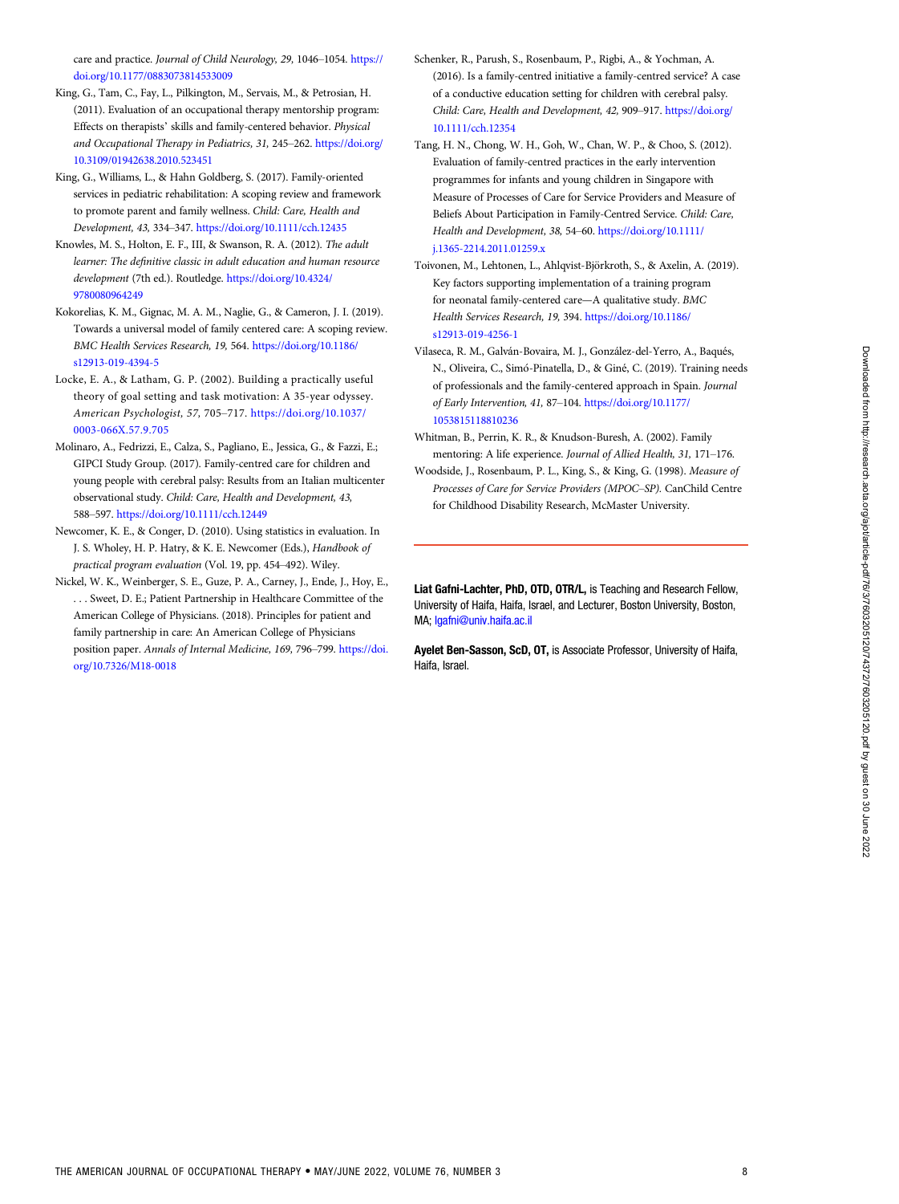care and practice. *Journal of Child Neurology, 29,* 1046–1054. https://doi.org/10.1177/0883073814533009

King, G., Tam, C., Fay, L., Pilkington, M., Servais, M., & Petrosian, H. (2011). Evaluation of an occupational therapy mentorship program: Effects on therapists' skills and family-centered behavior. *Physical and Occupational Therapy in Pediatrics, 31,* 245–262. https://doi.org/10.3109/01942638.2010.523451

King, G., Williams, L., & Hahn Goldberg, S. (2017). Family-oriented services in pediatric rehabilitation: A scoping review and framework to promote parent and family wellness. *Child: Care, Health and Development, 43,* 334–347. https://doi.org/10.1111/cch.12435

Knowles, M. S., Holton, E. F., III, & Swanson, R. A. (2012). *The adult learner: The definitive classic in adult education and human resource development* (7th ed.). Routledge. https://doi.org/10.4324/9780080964249

Kokorelias, K. M., Gignac, M. A. M., Naglie, G., & Cameron, J. I. (2019). Towards a universal model of family centered care: A scoping review. *BMC Health Services Research, 19,* 564. https://doi.org/10.1186/s12913-019-4394-5

Locke, E. A., & Latham, G. P. (2002). Building a practically useful theory of goal setting and task motivation: A 35-year odyssey. *American Psychologist, 57,* 705–717. https://doi.org/10.1037/0003-066X.57.9.705

Molinaro, A., Fedrizzi, E., Calza, S., Pagliano, E., Jessica, G., & Fazzi, E.; GIPCI Study Group. (2017). Family-centred care for children and young people with cerebral palsy: Results from an Italian multicenter observational study. *Child: Care, Health and Development, 43,* 588–597. https://doi.org/10.1111/cch.12449

Newcomer, K. E., & Conger, D. (2010). Using statistics in evaluation. In J. S. Wholey, H. P. Hatry, & K. E. Newcomer (Eds.), *Handbook of practical program evaluation* (Vol. 19, pp. 454–492). Wiley.

Nickel, W. K., Weinberger, S. E., Guze, P. A., Carney, J., Ende, J., Hoy, E., . . . Sweet, D. E.; Patient Partnership in Healthcare Committee of the American College of Physicians. (2018). Principles for patient and family partnership in care: An American College of Physicians position paper. *Annals of Internal Medicine, 169,* 796–799. https://doi.org/10.7326/M18-0018

Schenker, R., Parush, S., Rosenbaum, P., Rigbi, A., & Yochman, A. (2016). Is a family-centred initiative a family-centred service? A case of a conductive education setting for children with cerebral palsy. *Child: Care, Health and Development, 42,* 909–917. https://doi.org/10.1111/cch.12354

Tang, H. N., Chong, W. H., Goh, W., Chan, W. P., & Choo, S. (2012). Evaluation of family-centred practices in the early intervention programmes for infants and young children in Singapore with Measure of Processes of Care for Service Providers and Measure of Beliefs About Participation in Family-Centred Service. *Child: Care, Health and Development, 38,* 54–60. https://doi.org/10.1111/j.1365-2214.2011.01259.x

Toivonen, M., Lehtonen, L., Ahlqvist-Björkroth, S., & Axelin, A. (2019). Key factors supporting implementation of a training program for neonatal family-centered care—A qualitative study. *BMC Health Services Research, 19,* 394. https://doi.org/10.1186/s12913-019-4256-1

Vilaseca, R. M., Galván-Bovaira, M. J., González-del-Yerro, A., Baqués, N., Oliveira, C., Simó-Pinatella, D., & Giné, C. (2019). Training needs of professionals and the family-centered approach in Spain. *Journal of Early Intervention, 41,* 87–104. https://doi.org/10.1177/1053815118810236

Whitman, B., Perrin, K. R., & Knudson-Buresh, A. (2002). Family mentoring: A life experience. *Journal of Allied Health, 31,* 171–176.

Woodside, J., Rosenbaum, P. L., King, S., & King, G. (1998). *Measure of Processes of Care for Service Providers (MPOC–SP).* CanChild Centre for Childhood Disability Research, McMaster University.

---

**Liat Gafni-Lachter, PhD, OTD, OTR/L,** is Teaching and Research Fellow, University of Haifa, Haifa, Israel, and Lecturer, Boston University, Boston, MA; lgafni@univ.haifa.ac.il

**Ayelet Ben-Sasson, ScD, OT,** is Associate Professor, University of Haifa, Haifa, Israel.